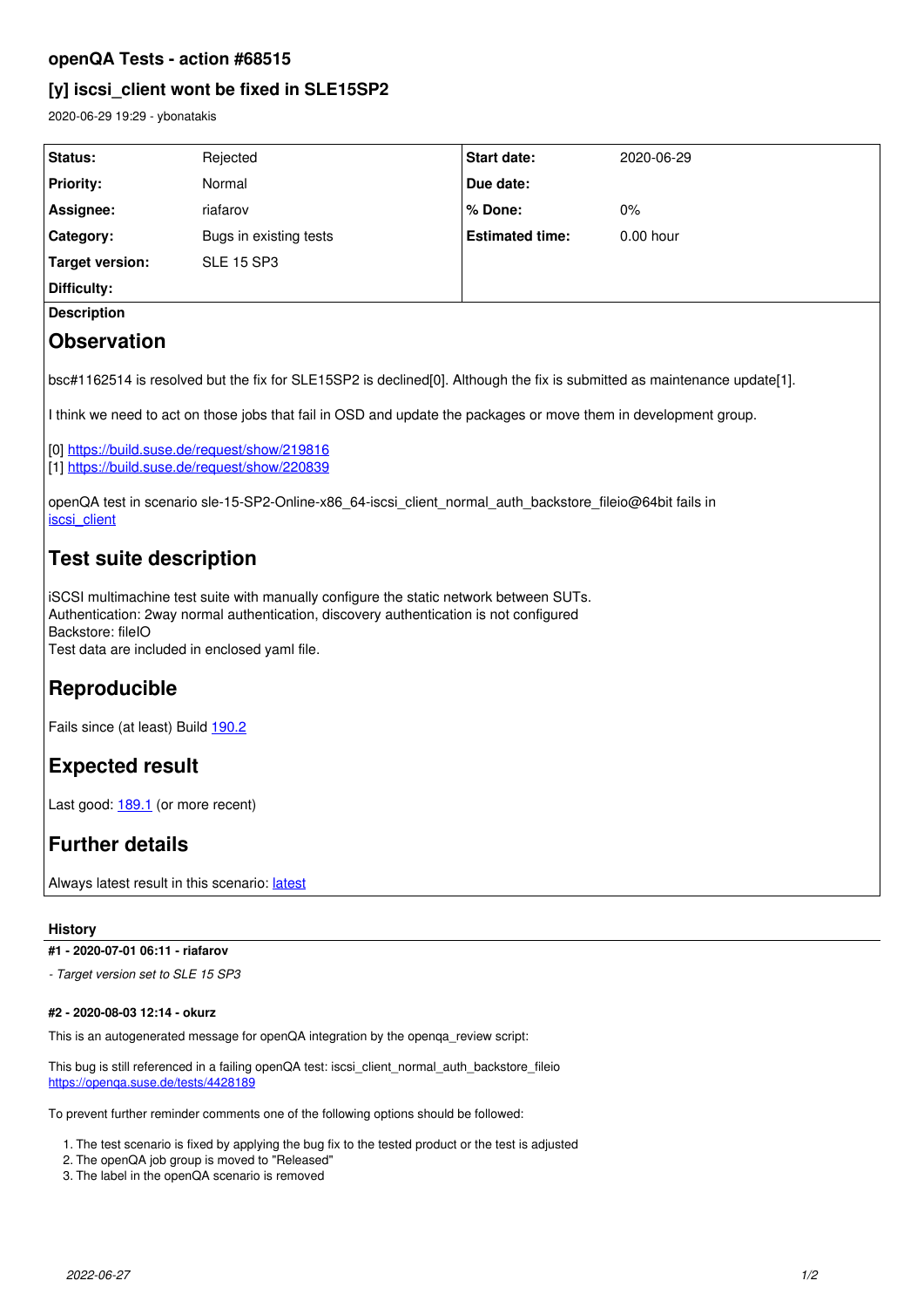# openQA Tests - action #68515

## [y] iscsi_client wont be fixed in SLE15SP2

2020-06-29 19:29 - ybonatakis

| | | | |
|---|---|---|---|
| **Status:** | Rejected | **Start date:** | 2020-06-29 |
| **Priority:** | Normal | **Due date:** | |
| **Assignee:** | riafarov | **% Done:** | 0% |
| **Category:** | Bugs in existing tests | **Estimated time:** | 0.00 hour |
| **Target version:** | SLE 15 SP3 | | |
| **Difficulty:** | | | |

**Description**

# Observation

bsc#1162514 is resolved but the fix for SLE15SP2 is declined[0]. Although the fix is submitted as maintenance update[1].

I think we need to act on those jobs that fail in OSD and update the packages or move them in development group.

[0] https://build.suse.de/request/show/219816
[1] https://build.suse.de/request/show/220839

openQA test in scenario sle-15-SP2-Online-x86_64-iscsi_client_normal_auth_backstore_fileio@64bit fails in iscsi_client

# Test suite description

iSCSI multimachine test suite with manually configure the static network between SUTs.
Authentication: 2way normal authentication, discovery authentication is not configured
Backstore: fileIO
Test data are included in enclosed yaml file.

# Reproducible

Fails since (at least) Build 190.2

# Expected result

Last good: 189.1 (or more recent)

# Further details

Always latest result in this scenario: latest

### History

#### #1 - 2020-07-01 06:11 - riafarov

*- Target version set to SLE 15 SP3*

#### #2 - 2020-08-03 12:14 - okurz

This is an autogenerated message for openQA integration by the openqa_review script:

This bug is still referenced in a failing openQA test: iscsi_client_normal_auth_backstore_fileio
https://openqa.suse.de/tests/4428189

To prevent further reminder comments one of the following options should be followed:

1. The test scenario is fixed by applying the bug fix to the tested product or the test is adjusted
2. The openQA job group is moved to "Released"
3. The label in the openQA scenario is removed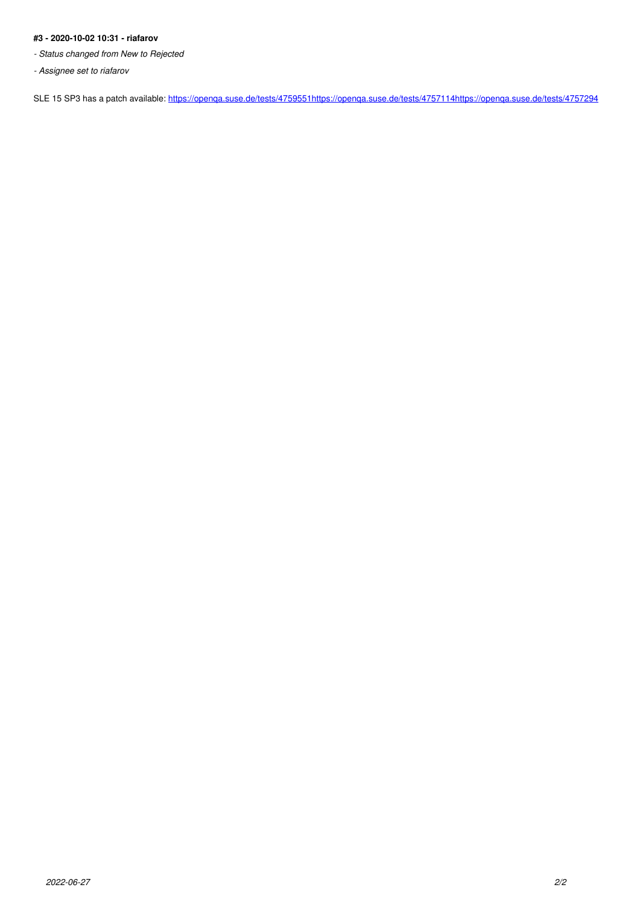**#3 - 2020-10-02 10:31 - riafarov**

*- Status changed from New to Rejected*

*- Assignee set to riafarov*

SLE 15 SP3 has a patch available: https://openqa.suse.de/tests/4759551https://openqa.suse.de/tests/4757114https://openqa.suse.de/tests/4757294